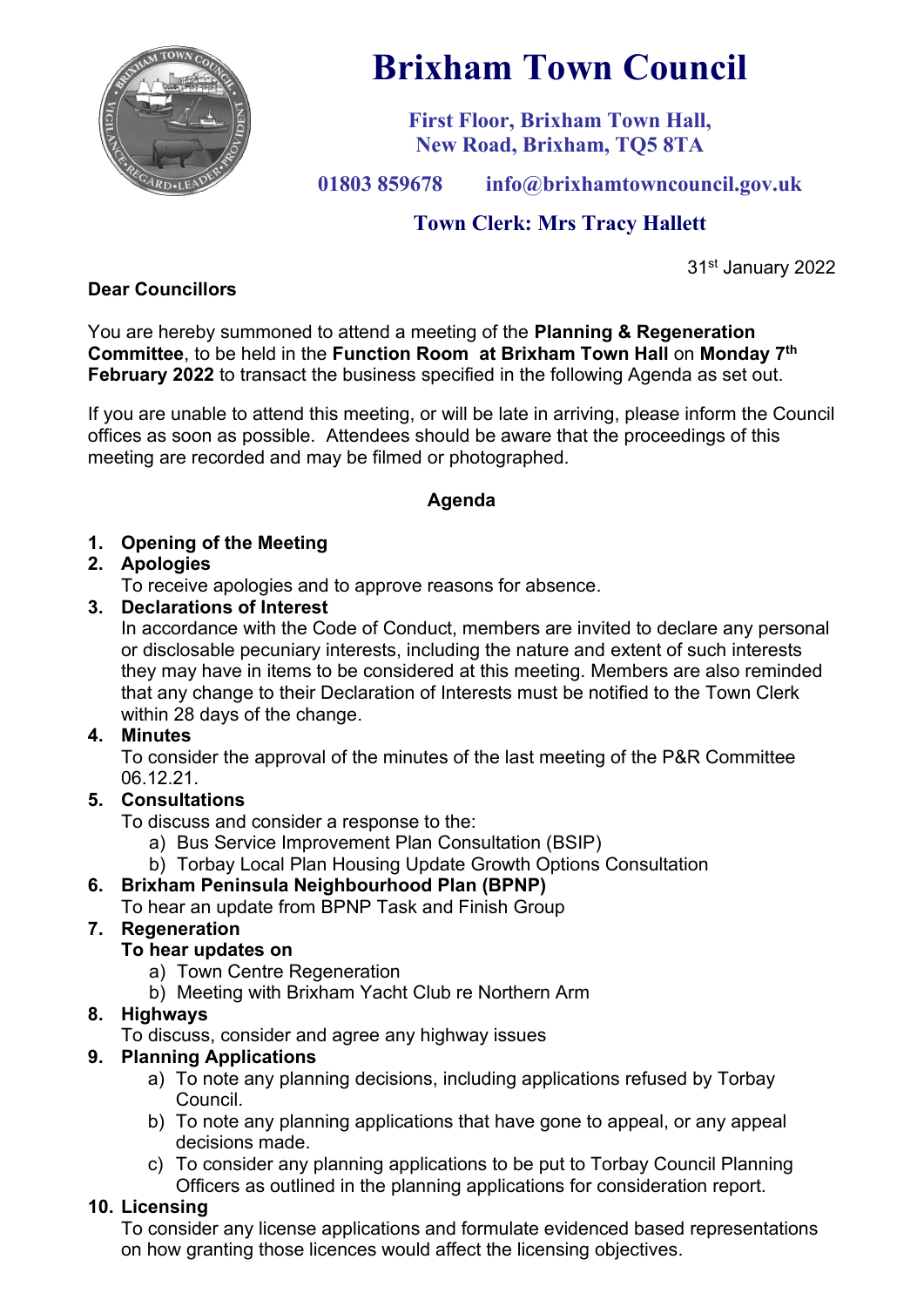# Brixham Town Council

**First Floor, Brixham Town Hall,**
**New Road, Brixham, TQ5 8TA**

**01803 859678    info@brixhamtowncouncil.gov.uk**

**Town Clerk: Mrs Tracy Hallett**

31st January 2022

**Dear Councillors**

You are hereby summoned to attend a meeting of the **Planning & Regeneration Committee**, to be held in the **Function Room at Brixham Town Hall** on **Monday 7th February 2022** to transact the business specified in the following Agenda as set out.

If you are unable to attend this meeting, or will be late in arriving, please inform the Council offices as soon as possible. Attendees should be aware that the proceedings of this meeting are recorded and may be filmed or photographed.

**Agenda**

1. **Opening of the Meeting**
2. **Apologies**
   To receive apologies and to approve reasons for absence.
3. **Declarations of Interest**
   In accordance with the Code of Conduct, members are invited to declare any personal or disclosable pecuniary interests, including the nature and extent of such interests they may have in items to be considered at this meeting. Members are also reminded that any change to their Declaration of Interests must be notified to the Town Clerk within 28 days of the change.
4. **Minutes**
   To consider the approval of the minutes of the last meeting of the P&R Committee 06.12.21.
5. **Consultations**
   To discuss and consider a response to the:
   a) Bus Service Improvement Plan Consultation (BSIP)
   b) Torbay Local Plan Housing Update Growth Options Consultation
6. **Brixham Peninsula Neighbourhood Plan (BPNP)**
   To hear an update from BPNP Task and Finish Group
7. **Regeneration**
   **To hear updates on**
   a) Town Centre Regeneration
   b) Meeting with Brixham Yacht Club re Northern Arm
8. **Highways**
   To discuss, consider and agree any highway issues
9. **Planning Applications**
   a) To note any planning decisions, including applications refused by Torbay Council.
   b) To note any planning applications that have gone to appeal, or any appeal decisions made.
   c) To consider any planning applications to be put to Torbay Council Planning Officers as outlined in the planning applications for consideration report.
10. **Licensing**
    To consider any license applications and formulate evidenced based representations on how granting those licences would affect the licensing objectives.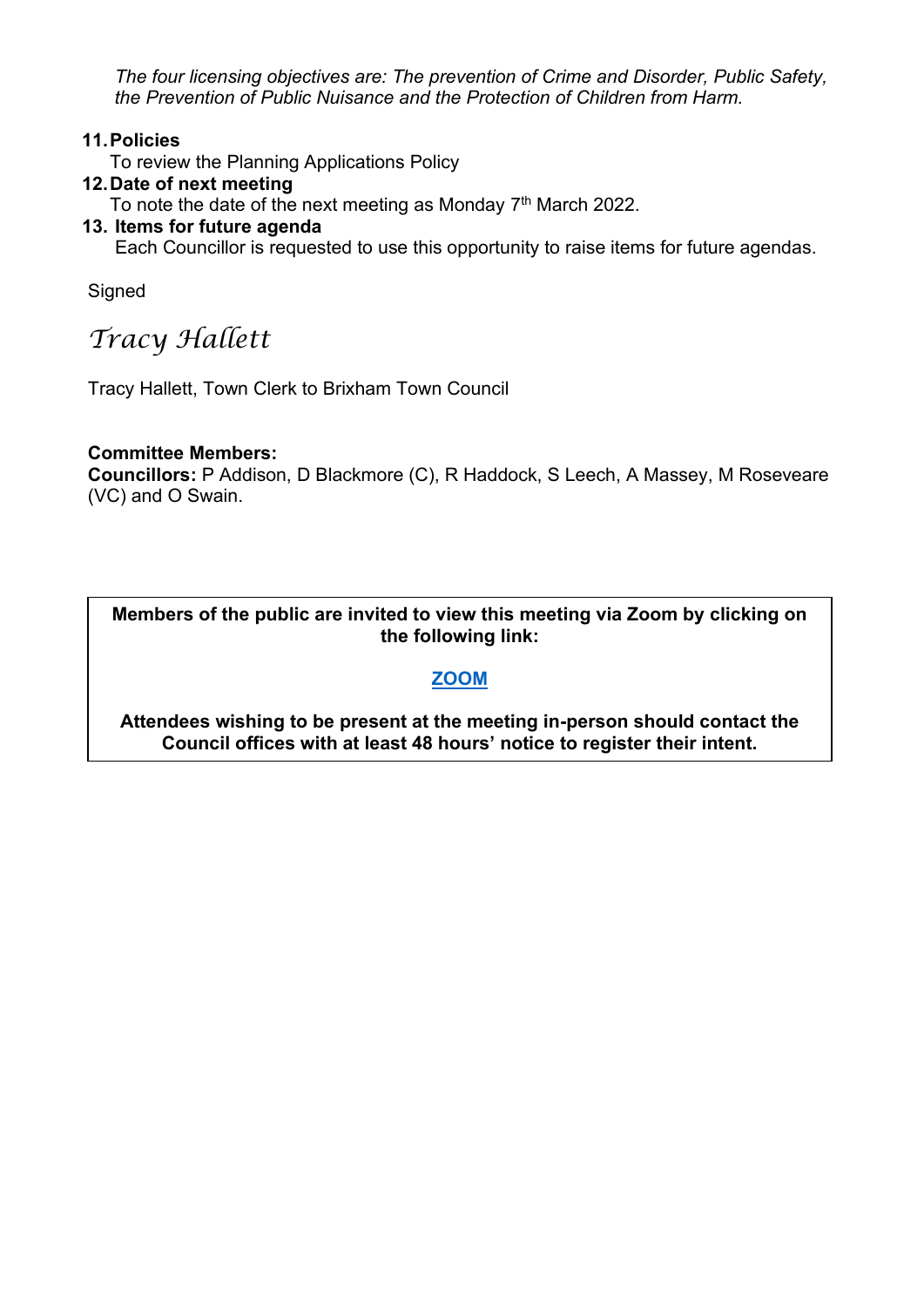*The four licensing objectives are: The prevention of Crime and Disorder, Public Safety, the Prevention of Public Nuisance and the Protection of Children from Harm.*

11. **Policies**
    To review the Planning Applications Policy
12. **Date of next meeting**
    To note the date of the next meeting as Monday 7th March 2022.
13. **Items for future agenda**
    Each Councillor is requested to use this opportunity to raise items for future agendas.

Signed

*Tracy Hallett*

Tracy Hallett, Town Clerk to Brixham Town Council

**Committee Members:**
**Councillors:** P Addison, D Blackmore (C), R Haddock, S Leech, A Massey, M Roseveare (VC) and O Swain.

**Members of the public are invited to view this meeting via Zoom by clicking on the following link:**

**ZOOM**

**Attendees wishing to be present at the meeting in-person should contact the Council offices with at least 48 hours' notice to register their intent.**